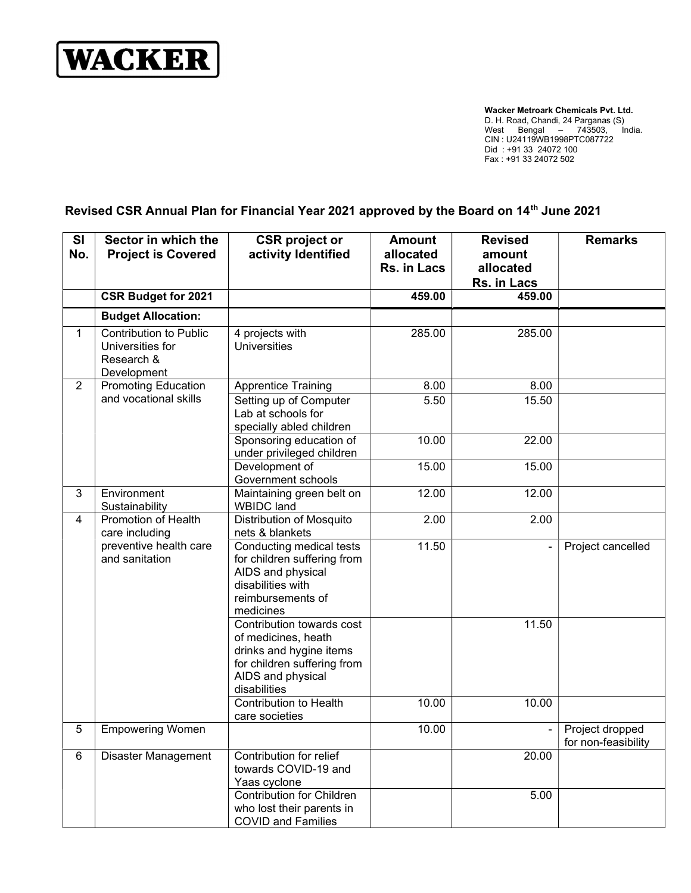**WACKER**

**Wacker Metroark Chemicals Pvt. Ltd.**
D. H. Road, Chandi, 24 Parganas (S)
West Bengal – 743503, India.
CIN : U24119WB1998PTC087722
Did : +91 33 24072 100
Fax : +91 33 24072 502

## Revised CSR Annual Plan for Financial Year 2021 approved by the Board on 14th June 2021

| Sl No. | Sector in which the Project is Covered | CSR project or activity Identified | Amount allocated Rs. in Lacs | Revised amount allocated Rs. in Lacs | Remarks |
|---|---|---|---|---|---|
| | **CSR Budget for 2021** | | **459.00** | **459.00** | |
| | **Budget Allocation:** | | | | |
| 1 | Contribution to Public Universities for Research & Development | 4 projects with Universities | 285.00 | 285.00 | |
| 2 | Promoting Education and vocational skills | Apprentice Training | 8.00 | 8.00 | |
| | | Setting up of Computer Lab at schools for specially abled children | 5.50 | 15.50 | |
| | | Sponsoring education of under privileged children | 10.00 | 22.00 | |
| | | Development of Government schools | 15.00 | 15.00 | |
| 3 | Environment Sustainability | Maintaining green belt on WBIDC land | 12.00 | 12.00 | |
| 4 | Promotion of Health care including preventive health care and sanitation | Distribution of Mosquito nets & blankets | 2.00 | 2.00 | |
| | | Conducting medical tests for children suffering from AIDS and physical disabilities with reimbursements of medicines | 11.50 | - | Project cancelled |
| | | Contribution towards cost of medicines, heath drinks and hygine items for children suffering from AIDS and physical disabilities | | 11.50 | |
| | | Contribution to Health care societies | 10.00 | 10.00 | |
| 5 | Empowering Women | | 10.00 | - | Project dropped for non-feasibility |
| 6 | Disaster Management | Contribution for relief towards COVID-19 and Yaas cyclone | | 20.00 | |
| | | Contribution for Children who lost their parents in COVID and Families | | 5.00 | |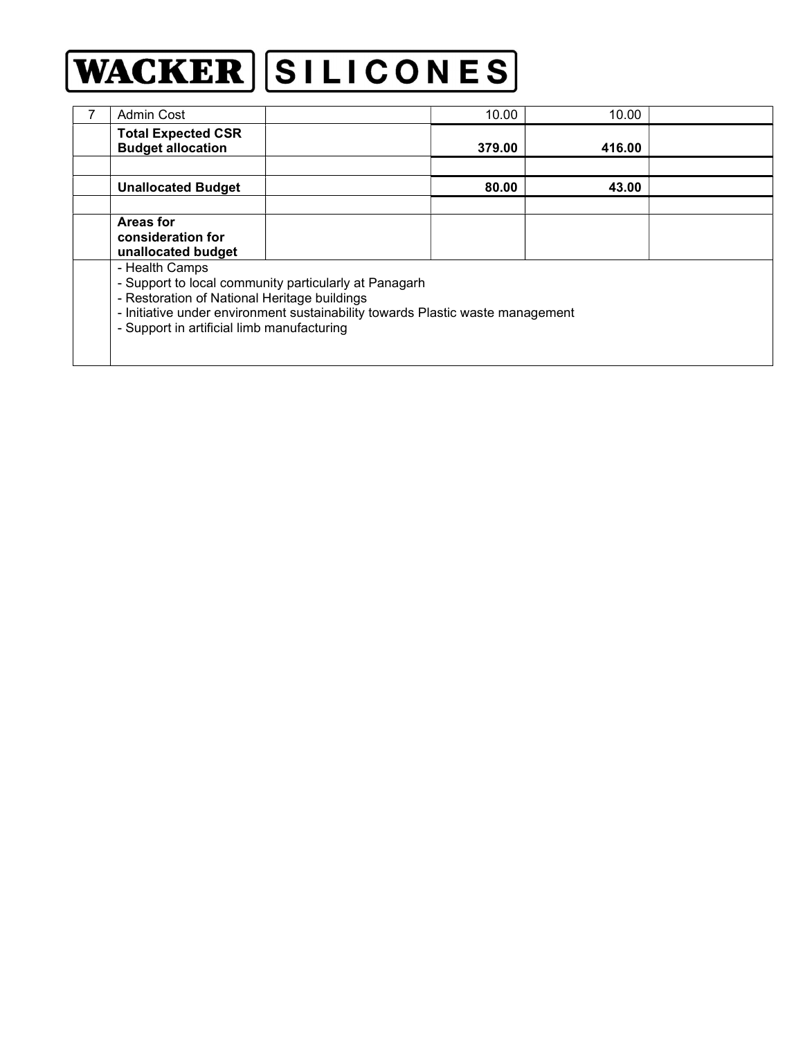| | | | | | |
|---|---|---|---|---|---|
| 7 | Admin Cost | | 10.00 | 10.00 | |
| | **Total Expected CSR Budget allocation** | | **379.00** | **416.00** | |
| | | | | | |
| | **Unallocated Budget** | | **80.00** | **43.00** | |
| | | | | | |
| | **Areas for consideration for unallocated budget** | | | | |
| | - Health Camps<br>- Support to local community particularly at Panagarh<br>- Restoration of National Heritage buildings<br>- Initiative under environment sustainability towards Plastic waste management<br>- Support in artificial limb manufacturing | | | | |